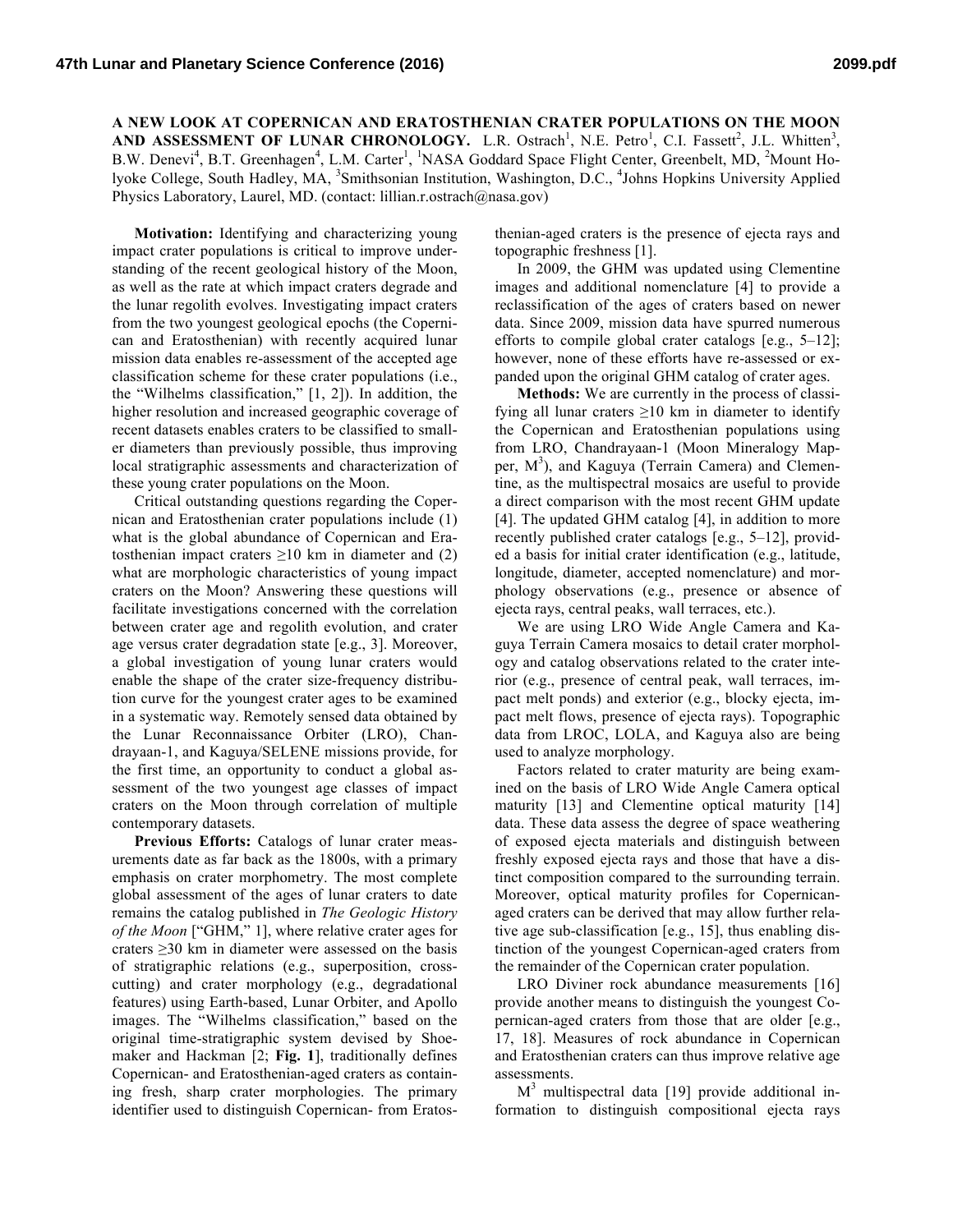# A NEW LOOK AT COPERNICAN AND ERATOSTHENIAN CRATER POPULATIONS ON THE MOON AND ASSESSMENT OF LUNAR CHRONOLOGY.

L.R. Ostrach[1], N.E. Petro[1], C.I. Fassett[2], J.L. Whitten[3], B.W. Denevi[4], B.T. Greenhagen[4], L.M. Carter[1], [1]NASA Goddard Space Flight Center, Greenbelt, MD, [2]Mount Holyoke College, South Hadley, MA, [3]Smithsonian Institution, Washington, D.C., [4]Johns Hopkins University Applied Physics Laboratory, Laurel, MD. (contact: lillian.r.ostrach@nasa.gov)

**Motivation:** Identifying and characterizing young impact crater populations is critical to improve understanding of the recent geological history of the Moon, as well as the rate at which impact craters degrade and the lunar regolith evolves. Investigating impact craters from the two youngest geological epochs (the Copernican and Eratosthenian) with recently acquired lunar mission data enables re-assessment of the accepted age classification scheme for these crater populations (i.e., the "Wilhelms classification," [1, 2]). In addition, the higher resolution and increased geographic coverage of recent datasets enables craters to be classified to smaller diameters than previously possible, thus improving local stratigraphic assessments and characterization of these young crater populations on the Moon.

Critical outstanding questions regarding the Copernican and Eratosthenian crater populations include (1) what is the global abundance of Copernican and Eratosthenian impact craters ≥10 km in diameter and (2) what are morphologic characteristics of young impact craters on the Moon? Answering these questions will facilitate investigations concerned with the correlation between crater age and regolith evolution, and crater age versus crater degradation state [e.g., 3]. Moreover, a global investigation of young lunar craters would enable the shape of the crater size-frequency distribution curve for the youngest crater ages to be examined in a systematic way. Remotely sensed data obtained by the Lunar Reconnaissance Orbiter (LRO), Chandrayaan-1, and Kaguya/SELENE missions provide, for the first time, an opportunity to conduct a global assessment of the two youngest age classes of impact craters on the Moon through correlation of multiple contemporary datasets.

**Previous Efforts:** Catalogs of lunar crater measurements date as far back as the 1800s, with a primary emphasis on crater morphometry. The most complete global assessment of the ages of lunar craters to date remains the catalog published in *The Geologic History of the Moon* ["GHM," 1], where relative crater ages for craters ≥30 km in diameter were assessed on the basis of stratigraphic relations (e.g., superposition, cross-cutting) and crater morphology (e.g., degradational features) using Earth-based, Lunar Orbiter, and Apollo images. The "Wilhelms classification," based on the original time-stratigraphic system devised by Shoemaker and Hackman [2; **Fig. 1**], traditionally defines Copernican- and Eratosthenian-aged craters as containing fresh, sharp crater morphologies. The primary identifier used to distinguish Copernican- from Eratosthenian-aged craters is the presence of ejecta rays and topographic freshness [1].

In 2009, the GHM was updated using Clementine images and additional nomenclature [4] to provide a reclassification of the ages of craters based on newer data. Since 2009, mission data have spurred numerous efforts to compile global crater catalogs [e.g., 5–12]; however, none of these efforts have re-assessed or expanded upon the original GHM catalog of crater ages.

**Methods:** We are currently in the process of classifying all lunar craters ≥10 km in diameter to identify the Copernican and Eratosthenian populations using from LRO, Chandrayaan-1 (Moon Mineralogy Mapper, $M^3$), and Kaguya (Terrain Camera) and Clementine, as the multispectral mosaics are useful to provide a direct comparison with the most recent GHM update [4]. The updated GHM catalog [4], in addition to more recently published crater catalogs [e.g., 5–12], provided a basis for initial crater identification (e.g., latitude, longitude, diameter, accepted nomenclature) and morphology observations (e.g., presence or absence of ejecta rays, central peaks, wall terraces, etc.).

We are using LRO Wide Angle Camera and Kaguya Terrain Camera mosaics to detail crater morphology and catalog observations related to the crater interior (e.g., presence of central peak, wall terraces, impact melt ponds) and exterior (e.g., blocky ejecta, impact melt flows, presence of ejecta rays). Topographic data from LROC, LOLA, and Kaguya also are being used to analyze morphology.

Factors related to crater maturity are being examined on the basis of LRO Wide Angle Camera optical maturity [13] and Clementine optical maturity [14] data. These data assess the degree of space weathering of exposed ejecta materials and distinguish between freshly exposed ejecta rays and those that have a distinct composition compared to the surrounding terrain. Moreover, optical maturity profiles for Copernican-aged craters can be derived that may allow further relative age sub-classification [e.g., 15], thus enabling distinction of the youngest Copernican-aged craters from the remainder of the Copernican crater population.

LRO Diviner rock abundance measurements [16] provide another means to distinguish the youngest Copernican-aged craters from those that are older [e.g., 17, 18]. Measures of rock abundance in Copernican and Eratosthenian craters can thus improve relative age assessments.

$M^3$ multispectral data [19] provide additional information to distinguish compositional ejecta rays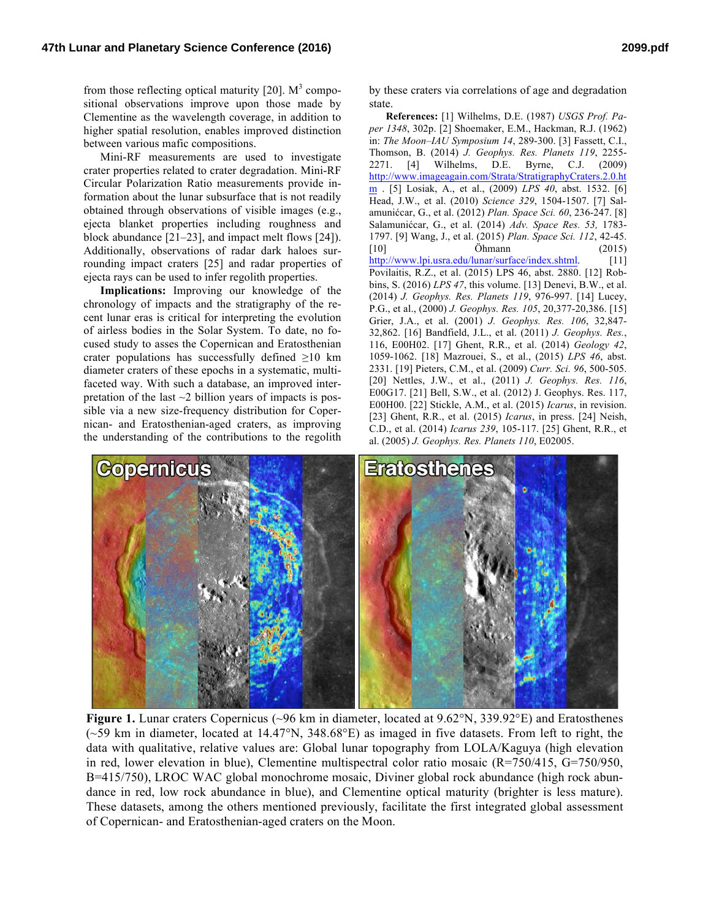from those reflecting optical maturity [20]. M[3] compositional observations improve upon those made by Clementine as the wavelength coverage, in addition to higher spatial resolution, enables improved distinction between various mafic compositions.

Mini-RF measurements are used to investigate crater properties related to crater degradation. Mini-RF Circular Polarization Ratio measurements provide information about the lunar subsurface that is not readily obtained through observations of visible images (e.g., ejecta blanket properties including roughness and block abundance [21–23], and impact melt flows [24]). Additionally, observations of radar dark haloes surrounding impact craters [25] and radar properties of ejecta rays can be used to infer regolith properties.

**Implications:** Improving our knowledge of the chronology of impacts and the stratigraphy of the recent lunar eras is critical for interpreting the evolution of airless bodies in the Solar System. To date, no focused study to asses the Copernican and Eratosthenian crater populations has successfully defined ≥10 km diameter craters of these epochs in a systematic, multi-faceted way. With such a database, an improved interpretation of the last ~2 billion years of impacts is possible via a new size-frequency distribution for Copernican- and Eratosthenian-aged craters, as improving the understanding of the contributions to the regolith by these craters via correlations of age and degradation state.

**References:** [1] Wilhelms, D.E. (1987) *USGS Prof. Paper 1348*, 302p. [2] Shoemaker, E.M., Hackman, R.J. (1962) in: *The Moon–IAU Symposium 14*, 289-300. [3] Fassett, C.I., Thomson, B. (2014) *J. Geophys. Res. Planets 119*, 2255-2271. [4] Wilhelms, D.E. Byrne, C.J. (2009) http://www.imageagain.com/Strata/StratigraphyCraters.2.0.htm . [5] Losiak, A., et al., (2009) *LPS 40*, abst. 1532. [6] Head, J.W., et al. (2010) *Science 329*, 1504-1507. [7] Salamunićcar, G., et al. (2012) *Plan. Space Sci. 60*, 236-247. [8] Salamunićcar, G., et al. (2014) *Adv. Space Res. 53,* 1783-1797. [9] Wang, J., et al. (2015) *Plan. Space Sci. 112*, 42-45. [10] Öhmann (2015) http://www.lpi.usra.edu/lunar/surface/index.shtml. [11] Povilaitis, R.Z., et al. (2015) LPS 46, abst. 2880. [12] Robbins, S. (2016) *LPS 47*, this volume. [13] Denevi, B.W., et al. (2014) *J. Geophys. Res. Planets 119*, 976-997. [14] Lucey, P.G., et al., (2000) *J. Geophys. Res. 105*, 20,377-20,386. [15] Grier, J.A., et al. (2001) *J. Geophys. Res. 106*, 32,847-32,862. [16] Bandfield, J.L., et al. (2011) *J. Geophys. Res.*, 116, E00H02. [17] Ghent, R.R., et al. (2014) *Geology 42*, 1059-1062. [18] Mazrouei, S., et al., (2015) *LPS 46*, abst. 2331. [19] Pieters, C.M., et al. (2009) *Curr. Sci. 96*, 500-505. [20] Nettles, J.W., et al., (2011) *J. Geophys. Res. 116*, E00G17. [21] Bell, S.W., et al. (2012) J. Geophys. Res. 117, E00H00. [22] Stickle, A.M., et al. (2015) *Icarus*, in revision. [23] Ghent, R.R., et al. (2015) *Icarus*, in press. [24] Neish, C.D., et al. (2014) *Icarus 239*, 105-117. [25] Ghent, R.R., et al. (2005) *J. Geophys. Res. Planets 110*, E02005.

Copernicus

Eratosthenes

**Figure 1.** Lunar craters Copernicus (~96 km in diameter, located at 9.62°N, 339.92°E) and Eratosthenes (~59 km in diameter, located at 14.47°N, 348.68°E) as imaged in five datasets. From left to right, the data with qualitative, relative values are: Global lunar topography from LOLA/Kaguya (high elevation in red, lower elevation in blue), Clementine multispectral color ratio mosaic (R=750/415, G=750/950, B=415/750), LROC WAC global monochrome mosaic, Diviner global rock abundance (high rock abundance in red, low rock abundance in blue), and Clementine optical maturity (brighter is less mature). These datasets, among the others mentioned previously, facilitate the first integrated global assessment of Copernican- and Eratosthenian-aged craters on the Moon.